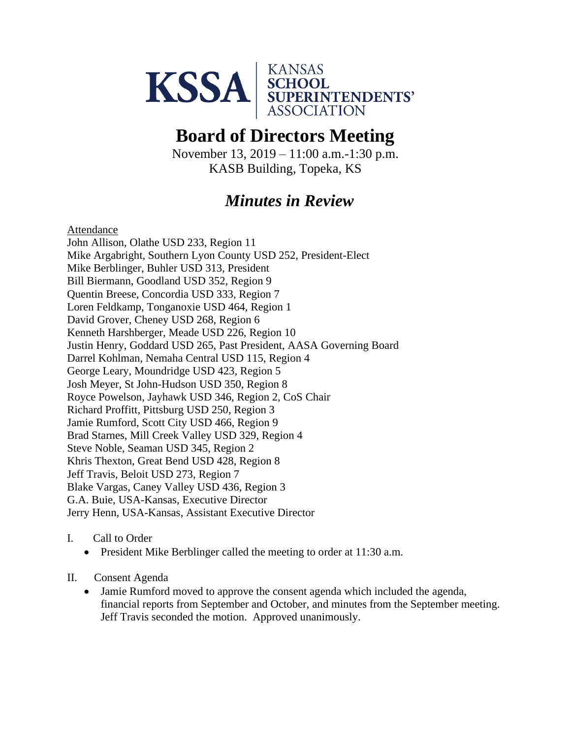KSSA | KANSAS SCHOOL SUPERINTENDENTS' ASSOCIATION

# Board of Directors Meeting

November 13, 2019 – 11:00 a.m.-1:30 p.m.
KASB Building, Topeka, KS

## *Minutes in Review*

Attendance
John Allison, Olathe USD 233, Region 11
Mike Argabright, Southern Lyon County USD 252, President-Elect
Mike Berblinger, Buhler USD 313, President
Bill Biermann, Goodland USD 352, Region 9
Quentin Breese, Concordia USD 333, Region 7
Loren Feldkamp, Tonganoxie USD 464, Region 1
David Grover, Cheney USD 268, Region 6
Kenneth Harshberger, Meade USD 226, Region 10
Justin Henry, Goddard USD 265, Past President, AASA Governing Board
Darrel Kohlman, Nemaha Central USD 115, Region 4
George Leary, Moundridge USD 423, Region 5
Josh Meyer, St John-Hudson USD 350, Region 8
Royce Powelson, Jayhawk USD 346, Region 2, CoS Chair
Richard Proffitt, Pittsburg USD 250, Region 3
Jamie Rumford, Scott City USD 466, Region 9
Brad Starnes, Mill Creek Valley USD 329, Region 4
Steve Noble, Seaman USD 345, Region 2
Khris Thexton, Great Bend USD 428, Region 8
Jeff Travis, Beloit USD 273, Region 7
Blake Vargas, Caney Valley USD 436, Region 3
G.A. Buie, USA-Kansas, Executive Director
Jerry Henn, USA-Kansas, Assistant Executive Director

I. Call to Order
- President Mike Berblinger called the meeting to order at 11:30 a.m.

II. Consent Agenda
- Jamie Rumford moved to approve the consent agenda which included the agenda, financial reports from September and October, and minutes from the September meeting. Jeff Travis seconded the motion. Approved unanimously.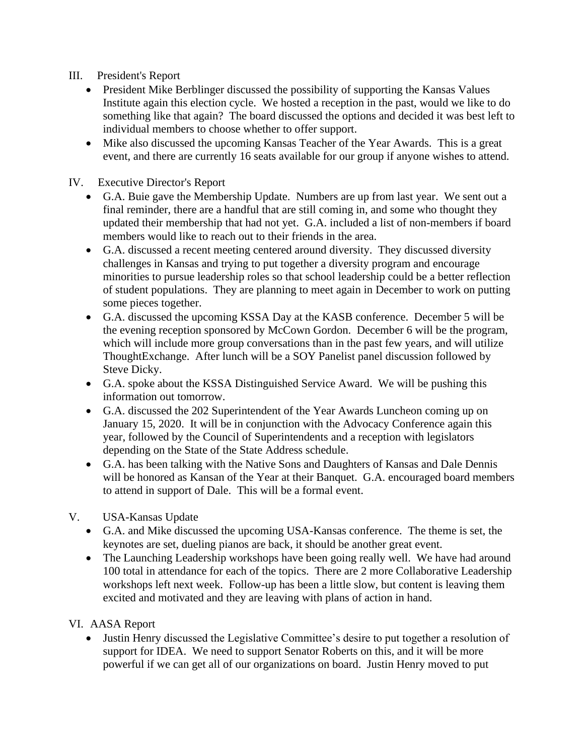III. President's Report

- President Mike Berblinger discussed the possibility of supporting the Kansas Values Institute again this election cycle. We hosted a reception in the past, would we like to do something like that again? The board discussed the options and decided it was best left to individual members to choose whether to offer support.
- Mike also discussed the upcoming Kansas Teacher of the Year Awards. This is a great event, and there are currently 16 seats available for our group if anyone wishes to attend.

IV. Executive Director's Report

- G.A. Buie gave the Membership Update. Numbers are up from last year. We sent out a final reminder, there are a handful that are still coming in, and some who thought they updated their membership that had not yet. G.A. included a list of non-members if board members would like to reach out to their friends in the area.
- G.A. discussed a recent meeting centered around diversity. They discussed diversity challenges in Kansas and trying to put together a diversity program and encourage minorities to pursue leadership roles so that school leadership could be a better reflection of student populations. They are planning to meet again in December to work on putting some pieces together.
- G.A. discussed the upcoming KSSA Day at the KASB conference. December 5 will be the evening reception sponsored by McCown Gordon. December 6 will be the program, which will include more group conversations than in the past few years, and will utilize ThoughtExchange. After lunch will be a SOY Panelist panel discussion followed by Steve Dicky.
- G.A. spoke about the KSSA Distinguished Service Award. We will be pushing this information out tomorrow.
- G.A. discussed the 202 Superintendent of the Year Awards Luncheon coming up on January 15, 2020. It will be in conjunction with the Advocacy Conference again this year, followed by the Council of Superintendents and a reception with legislators depending on the State of the State Address schedule.
- G.A. has been talking with the Native Sons and Daughters of Kansas and Dale Dennis will be honored as Kansan of the Year at their Banquet. G.A. encouraged board members to attend in support of Dale. This will be a formal event.

V. USA-Kansas Update

- G.A. and Mike discussed the upcoming USA-Kansas conference. The theme is set, the keynotes are set, dueling pianos are back, it should be another great event.
- The Launching Leadership workshops have been going really well. We have had around 100 total in attendance for each of the topics. There are 2 more Collaborative Leadership workshops left next week. Follow-up has been a little slow, but content is leaving them excited and motivated and they are leaving with plans of action in hand.

VI. AASA Report

- Justin Henry discussed the Legislative Committee's desire to put together a resolution of support for IDEA. We need to support Senator Roberts on this, and it will be more powerful if we can get all of our organizations on board. Justin Henry moved to put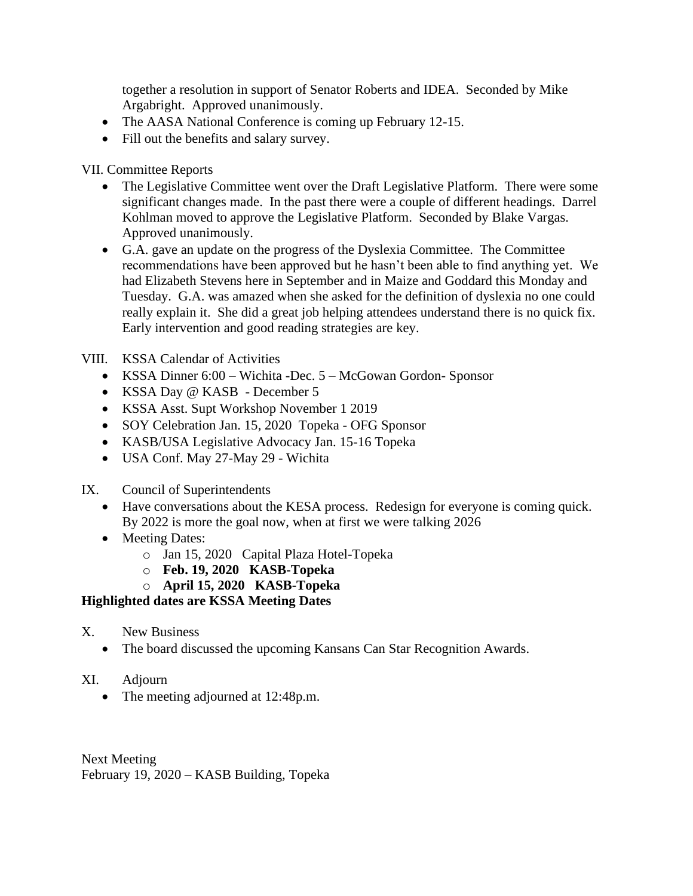together a resolution in support of Senator Roberts and IDEA. Seconded by Mike Argabright. Approved unanimously.

- The AASA National Conference is coming up February 12-15.
- Fill out the benefits and salary survey.

VII. Committee Reports

- The Legislative Committee went over the Draft Legislative Platform. There were some significant changes made. In the past there were a couple of different headings. Darrel Kohlman moved to approve the Legislative Platform. Seconded by Blake Vargas. Approved unanimously.
- G.A. gave an update on the progress of the Dyslexia Committee. The Committee recommendations have been approved but he hasn't been able to find anything yet. We had Elizabeth Stevens here in September and in Maize and Goddard this Monday and Tuesday. G.A. was amazed when she asked for the definition of dyslexia no one could really explain it. She did a great job helping attendees understand there is no quick fix. Early intervention and good reading strategies are key.

VIII. KSSA Calendar of Activities

- KSSA Dinner 6:00 – Wichita -Dec. 5 – McGowan Gordon- Sponsor
- KSSA Day @ KASB - December 5
- KSSA Asst. Supt Workshop November 1 2019
- SOY Celebration Jan. 15, 2020 Topeka - OFG Sponsor
- KASB/USA Legislative Advocacy Jan. 15-16 Topeka
- USA Conf. May 27-May 29 - Wichita

IX. Council of Superintendents

- Have conversations about the KESA process. Redesign for everyone is coming quick. By 2022 is more the goal now, when at first we were talking 2026
- Meeting Dates:
  - Jan 15, 2020 Capital Plaza Hotel-Topeka
  - **Feb. 19, 2020 KASB-Topeka**
  - **April 15, 2020 KASB-Topeka**

**Highlighted dates are KSSA Meeting Dates**

X. New Business

- The board discussed the upcoming Kansans Can Star Recognition Awards.

XI. Adjourn

- The meeting adjourned at 12:48p.m.

Next Meeting
February 19, 2020 – KASB Building, Topeka